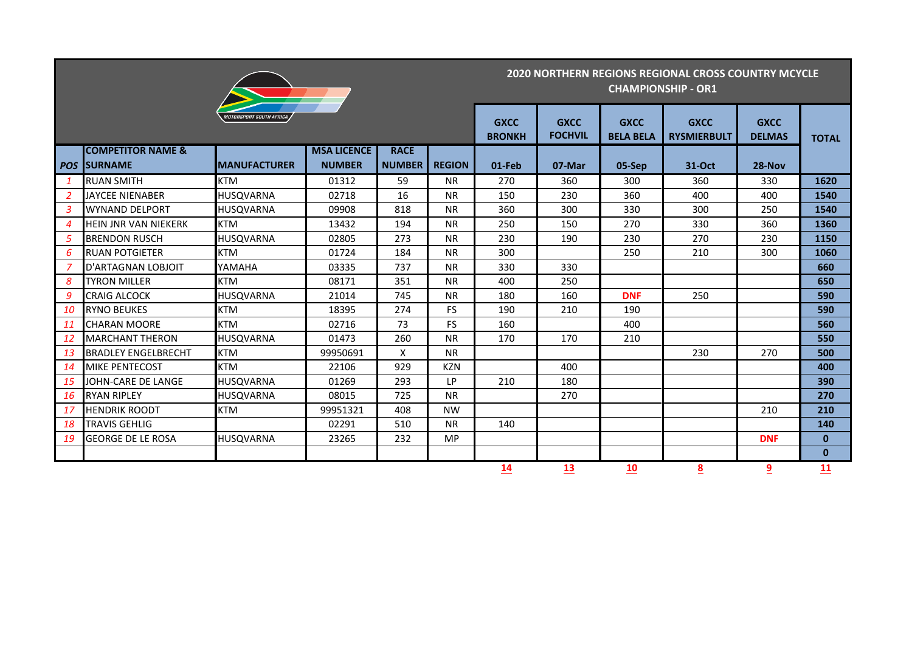## 2020 NORTHERN REGIONS REGIONAL CROSS COUNTRY MCYCLE CHAMPIONSHIP - OR1

| POS | COMPETITOR NAME & SURNAME | MANUFACTURER | MSA LICENCE NUMBER | RACE NUMBER | REGION | GXCC BRONKH 01-Feb | GXCC FOCHVIL 07-Mar | GXCC BELA BELA 05-Sep | GXCC RYSMIERBULT 31-Oct | GXCC DELMAS 28-Nov | TOTAL |
|---|---|---|---|---|---|---|---|---|---|---|---|
| *1* | RUAN SMITH | KTM | 01312 | 59 | NR | 270 | 360 | 300 | 360 | 330 | **1620** |
| *2* | JAYCEE NIENABER | HUSQVARNA | 02718 | 16 | NR | 150 | 230 | 360 | 400 | 400 | **1540** |
| *3* | WYNAND DELPORT | HUSQVARNA | 09908 | 818 | NR | 360 | 300 | 330 | 300 | 250 | **1540** |
| *4* | HEIN JNR VAN NIEKERK | KTM | 13432 | 194 | NR | 250 | 150 | 270 | 330 | 360 | **1360** |
| *5* | BRENDON RUSCH | HUSQVARNA | 02805 | 273 | NR | 230 | 190 | 230 | 270 | 230 | **1150** |
| *6* | RUAN POTGIETER | KTM | 01724 | 184 | NR | 300 | | 250 | 210 | 300 | **1060** |
| *7* | D'ARTAGNAN LOBJOIT | YAMAHA | 03335 | 737 | NR | 330 | 330 | | | | **660** |
| *8* | TYRON MILLER | KTM | 08171 | 351 | NR | 400 | 250 | | | | **650** |
| *9* | CRAIG ALCOCK | HUSQVARNA | 21014 | 745 | NR | 180 | 160 | **DNF** | 250 | | **590** |
| *10* | RYNO BEUKES | KTM | 18395 | 274 | FS | 190 | 210 | 190 | | | **590** |
| *11* | CHARAN MOORE | KTM | 02716 | 73 | FS | 160 | | 400 | | | **560** |
| *12* | MARCHANT THERON | HUSQVARNA | 01473 | 260 | NR | 170 | 170 | 210 | | | **550** |
| *13* | BRADLEY ENGELBRECHT | KTM | 99950691 | X | NR | | | | 230 | 270 | **500** |
| *14* | MIKE PENTECOST | KTM | 22106 | 929 | KZN | | 400 | | | | **400** |
| *15* | JOHN-CARE DE LANGE | HUSQVARNA | 01269 | 293 | LP | 210 | 180 | | | | **390** |
| *16* | RYAN RIPLEY | HUSQVARNA | 08015 | 725 | NR | | 270 | | | | **270** |
| *17* | HENDRIK ROODT | KTM | 99951321 | 408 | NW | | | | | 210 | **210** |
| *18* | TRAVIS GEHLIG | | 02291 | 510 | NR | 140 | | | | | **140** |
| *19* | GEORGE DE LE ROSA | HUSQVARNA | 23265 | 232 | MP | | | | | **DNF** | **0** |
| | | | | | | | | | | | **0** |
| | | | | | | **14** | **13** | **10** | **8** | **9** | **11** |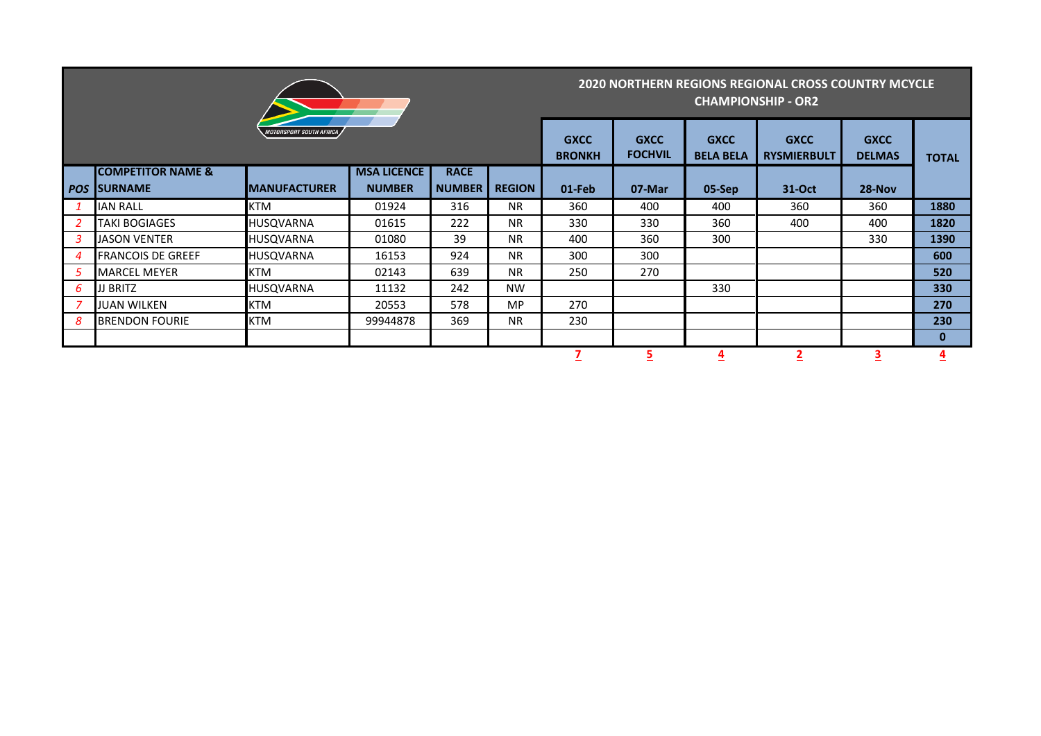## 2020 NORTHERN REGIONS REGIONAL CROSS COUNTRY MCYCLE CHAMPIONSHIP - OR2

| POS | COMPETITOR NAME & SURNAME | MANUFACTURER | MSA LICENCE NUMBER | RACE NUMBER | REGION | GXCC BRONKH 01-Feb | GXCC FOCHVIL 07-Mar | GXCC BELA BELA 05-Sep | GXCC RYSMIERBULT 31-Oct | GXCC DELMAS 28-Nov | TOTAL |
|---|---|---|---|---|---|---|---|---|---|---|---|
| 1 | IAN RALL | KTM | 01924 | 316 | NR | 360 | 400 | 400 | 360 | 360 | 1880 |
| 2 | TAKI BOGIAGES | HUSQVARNA | 01615 | 222 | NR | 330 | 330 | 360 | 400 | 400 | 1820 |
| 3 | JASON VENTER | HUSQVARNA | 01080 | 39 | NR | 400 | 360 | 300 | | 330 | 1390 |
| 4 | FRANCOIS DE GREEF | HUSQVARNA | 16153 | 924 | NR | 300 | 300 | | | | 600 |
| 5 | MARCEL MEYER | KTM | 02143 | 639 | NR | 250 | 270 | | | | 520 |
| 6 | JJ BRITZ | HUSQVARNA | 11132 | 242 | NW | | | 330 | | | 330 |
| 7 | JUAN WILKEN | KTM | 20553 | 578 | MP | 270 | | | | | 270 |
| 8 | BRENDON FOURIE | KTM | 99944878 | 369 | NR | 230 | | | | | 230 |
| | | | | | | | | | | | 0 |
| | | | | | | 7 | 5 | 4 | 2 | 3 | 4 |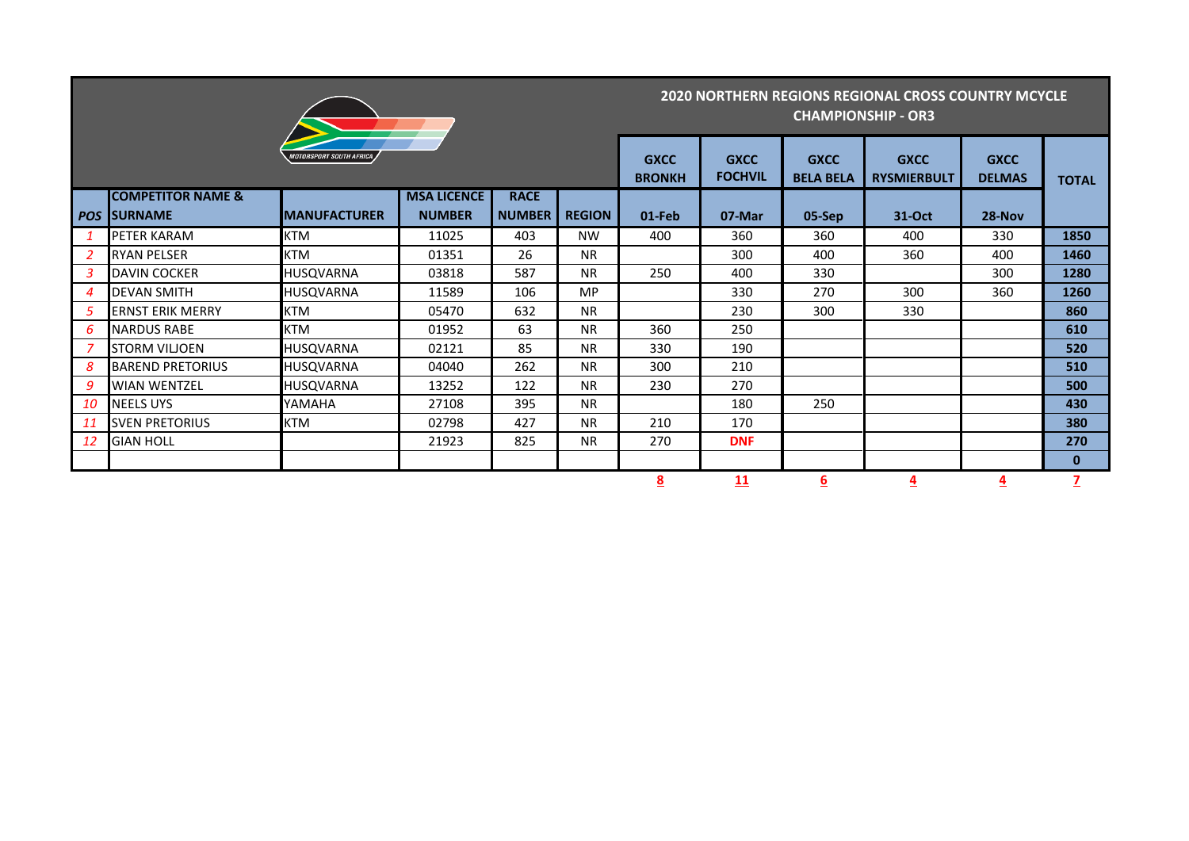## 2020 NORTHERN REGIONS REGIONAL CROSS COUNTRY MCYCLE CHAMPIONSHIP - OR3

| POS | COMPETITOR NAME & SURNAME | MANUFACTURER | MSA LICENCE NUMBER | RACE NUMBER | REGION | GXCC BRONKH 01-Feb | GXCC FOCHVIL 07-Mar | GXCC BELA BELA 05-Sep | GXCC RYSMIERBULT 31-Oct | GXCC DELMAS 28-Nov | TOTAL |
|---|---|---|---|---|---|---|---|---|---|---|---|
| *1* | PETER KARAM | KTM | 11025 | 403 | NW | 400 | 360 | 360 | 400 | 330 | **1850** |
| *2* | RYAN PELSER | KTM | 01351 | 26 | NR | | 300 | 400 | 360 | 400 | **1460** |
| *3* | DAVIN COCKER | HUSQVARNA | 03818 | 587 | NR | 250 | 400 | 330 | | 300 | **1280** |
| *4* | DEVAN SMITH | HUSQVARNA | 11589 | 106 | MP | | 330 | 270 | 300 | 360 | **1260** |
| *5* | ERNST ERIK MERRY | KTM | 05470 | 632 | NR | | 230 | 300 | 330 | | **860** |
| *6* | NARDUS RABE | KTM | 01952 | 63 | NR | 360 | 250 | | | | **610** |
| *7* | STORM VILJOEN | HUSQVARNA | 02121 | 85 | NR | 330 | 190 | | | | **520** |
| *8* | BAREND PRETORIUS | HUSQVARNA | 04040 | 262 | NR | 300 | 210 | | | | **510** |
| *9* | WIAN WENTZEL | HUSQVARNA | 13252 | 122 | NR | 230 | 270 | | | | **500** |
| *10* | NEELS UYS | YAMAHA | 27108 | 395 | NR | | 180 | 250 | | | **430** |
| *11* | SVEN PRETORIUS | KTM | 02798 | 427 | NR | 210 | 170 | | | | **380** |
| *12* | GIAN HOLL | | 21923 | 825 | NR | 270 | **DNF** | | | | **270** |
| | | | | | | | | | | | **0** |
| | | | | | | **8** | **11** | **6** | **4** | **4** | **7** |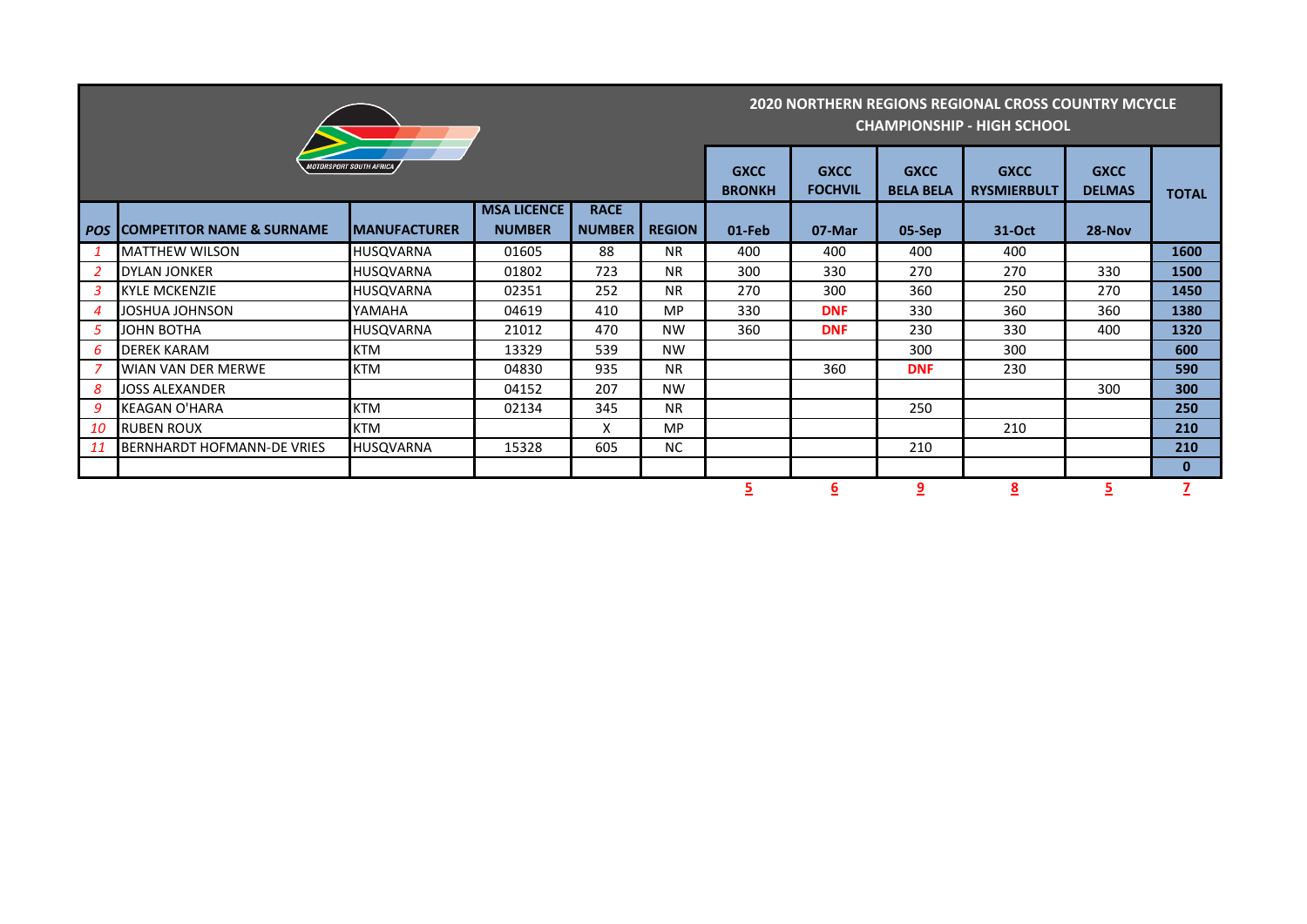## 2020 NORTHERN REGIONS REGIONAL CROSS COUNTRY MCYCLE CHAMPIONSHIP - HIGH SCHOOL

| POS | COMPETITOR NAME & SURNAME | MANUFACTURER | MSA LICENCE NUMBER | RACE NUMBER | REGION | GXCC BRONKH 01-Feb | GXCC FOCHVIL 07-Mar | GXCC BELA BELA 05-Sep | GXCC RYSMIERBULT 31-Oct | GXCC DELMAS 28-Nov | TOTAL |
|---|---|---|---|---|---|---|---|---|---|---|---|
| 1 | MATTHEW WILSON | HUSQVARNA | 01605 | 88 | NR | 400 | 400 | 400 | 400 | | **1600** |
| 2 | DYLAN JONKER | HUSQVARNA | 01802 | 723 | NR | 300 | 330 | 270 | 270 | 330 | **1500** |
| 3 | KYLE MCKENZIE | HUSQVARNA | 02351 | 252 | NR | 270 | 300 | 360 | 250 | 270 | **1450** |
| 4 | JOSHUA JOHNSON | YAMAHA | 04619 | 410 | MP | 330 | **DNF** | 330 | 360 | 360 | **1380** |
| 5 | JOHN BOTHA | HUSQVARNA | 21012 | 470 | NW | 360 | **DNF** | 230 | 330 | 400 | **1320** |
| 6 | DEREK KARAM | KTM | 13329 | 539 | NW | | | 300 | 300 | | **600** |
| 7 | WIAN VAN DER MERWE | KTM | 04830 | 935 | NR | | 360 | **DNF** | 230 | | **590** |
| 8 | JOSS ALEXANDER | | 04152 | 207 | NW | | | | | 300 | **300** |
| 9 | KEAGAN O'HARA | KTM | 02134 | 345 | NR | | | 250 | | | **250** |
| 10 | RUBEN ROUX | KTM | | X | MP | | | | 210 | | **210** |
| 11 | BERNHARDT HOFMANN-DE VRIES | HUSQVARNA | 15328 | 605 | NC | | | 210 | | | **210** |
| | | | | | | | | | | | **0** |
| | | | | | | 5 | 6 | 9 | 8 | 5 | 7 |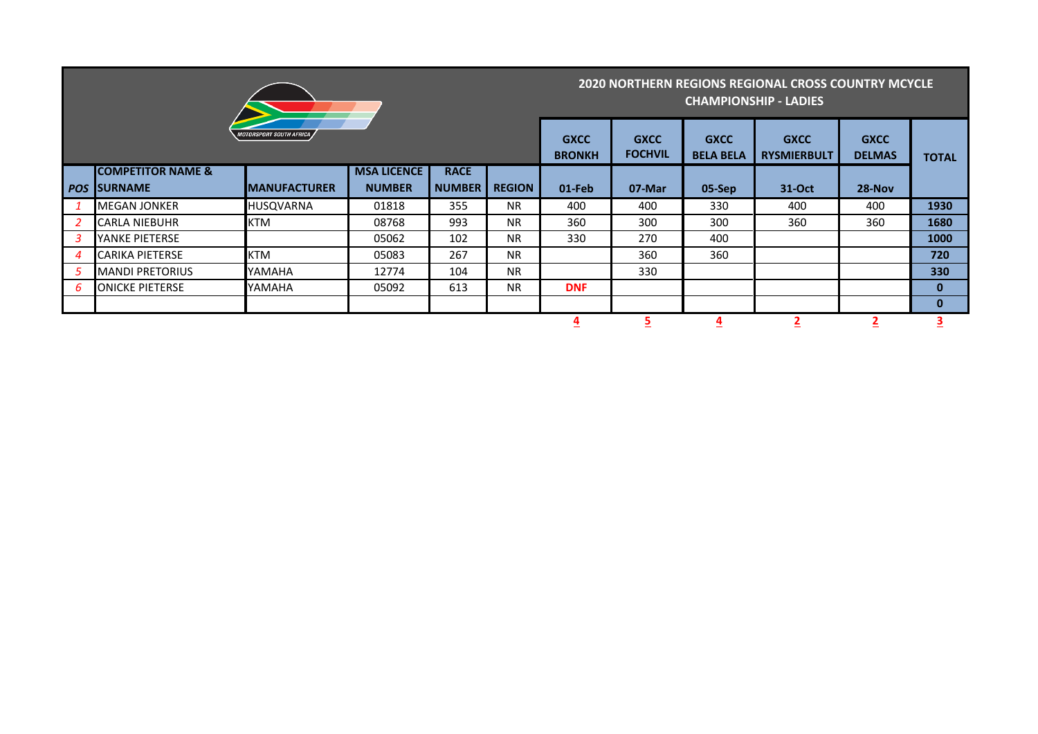## 2020 NORTHERN REGIONS REGIONAL CROSS COUNTRY MCYCLE CHAMPIONSHIP - LADIES

| | | | | | | GXCC BRONKH | GXCC FOCHVIL | GXCC BELA BELA | GXCC RYSMIERBULT | GXCC DELMAS | TOTAL |
|---|---|---|---|---|---|---|---|---|---|---|---|
| POS | COMPETITOR NAME & SURNAME | MANUFACTURER | MSA LICENCE NUMBER | RACE NUMBER | REGION | 01-Feb | 07-Mar | 05-Sep | 31-Oct | 28-Nov | |
| 1 | MEGAN JONKER | HUSQVARNA | 01818 | 355 | NR | 400 | 400 | 330 | 400 | 400 | 1930 |
| 2 | CARLA NIEBUHR | KTM | 08768 | 993 | NR | 360 | 300 | 300 | 360 | 360 | 1680 |
| 3 | YANKE PIETERSE | | 05062 | 102 | NR | 330 | 270 | 400 | | | 1000 |
| 4 | CARIKA PIETERSE | KTM | 05083 | 267 | NR | | 360 | 360 | | | 720 |
| 5 | MANDI PRETORIUS | YAMAHA | 12774 | 104 | NR | | 330 | | | | 330 |
| 6 | ONICKE PIETERSE | YAMAHA | 05092 | 613 | NR | DNF | | | | | 0 |
| | | | | | | | | | | | 0 |
| | | | | | | 4 | 5 | 4 | 2 | 2 | 3 |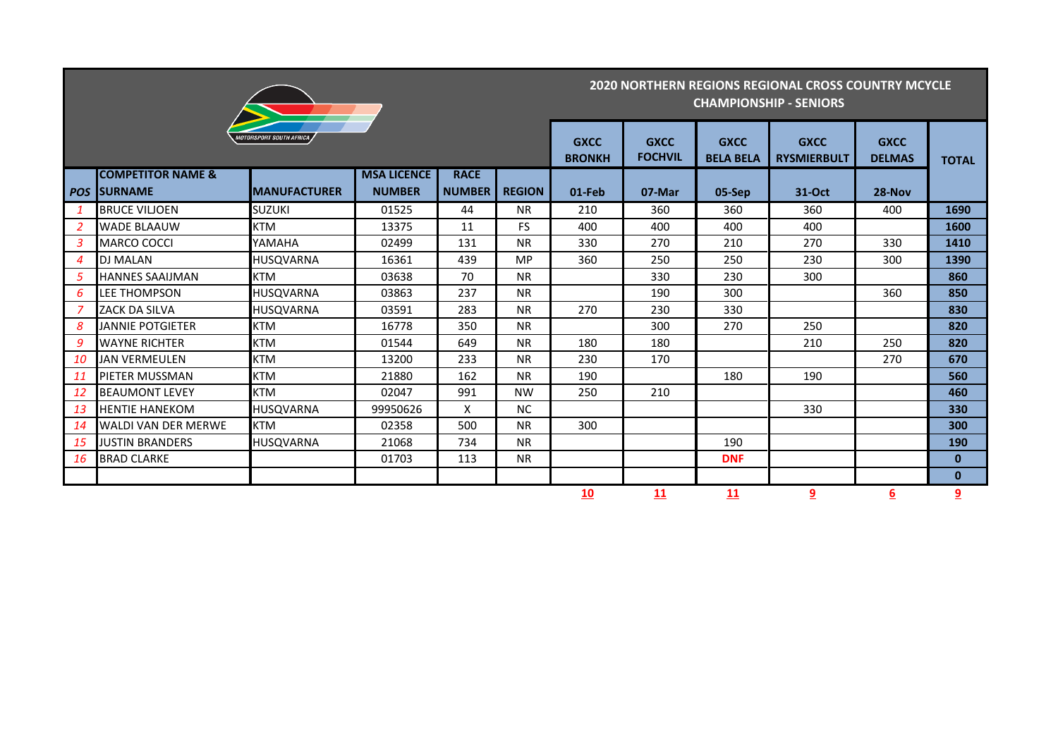## 2020 NORTHERN REGIONS REGIONAL CROSS COUNTRY MCYCLE CHAMPIONSHIP - SENIORS

| POS | COMPETITOR NAME & SURNAME | MANUFACTURER | MSA LICENCE NUMBER | RACE NUMBER | REGION | GXCC BRONKH 01-Feb | GXCC FOCHVIL 07-Mar | GXCC BELA BELA 05-Sep | GXCC RYSMIERBULT 31-Oct | GXCC DELMAS 28-Nov | TOTAL |
|---|---|---|---|---|---|---|---|---|---|---|---|
| 1 | BRUCE VILJOEN | SUZUKI | 01525 | 44 | NR | 210 | 360 | 360 | 360 | 400 | **1690** |
| 2 | WADE BLAAUW | KTM | 13375 | 11 | FS | 400 | 400 | 400 | 400 | | **1600** |
| 3 | MARCO COCCI | YAMAHA | 02499 | 131 | NR | 330 | 270 | 210 | 270 | 330 | **1410** |
| 4 | DJ MALAN | HUSQVARNA | 16361 | 439 | MP | 360 | 250 | 250 | 230 | 300 | **1390** |
| 5 | HANNES SAAIJMAN | KTM | 03638 | 70 | NR | | 330 | 230 | 300 | | **860** |
| 6 | LEE THOMPSON | HUSQVARNA | 03863 | 237 | NR | | 190 | 300 | | 360 | **850** |
| 7 | ZACK DA SILVA | HUSQVARNA | 03591 | 283 | NR | 270 | 230 | 330 | | | **830** |
| 8 | JANNIE POTGIETER | KTM | 16778 | 350 | NR | | 300 | 270 | 250 | | **820** |
| 9 | WAYNE RICHTER | KTM | 01544 | 649 | NR | 180 | 180 | | 210 | 250 | **820** |
| 10 | JAN VERMEULEN | KTM | 13200 | 233 | NR | 230 | 170 | | | 270 | **670** |
| 11 | PIETER MUSSMAN | KTM | 21880 | 162 | NR | 190 | | 180 | 190 | | **560** |
| 12 | BEAUMONT LEVEY | KTM | 02047 | 991 | NW | 250 | 210 | | | | **460** |
| 13 | HENTIE HANEKOM | HUSQVARNA | 99950626 | X | NC | | | | 330 | | **330** |
| 14 | WALDI VAN DER MERWE | KTM | 02358 | 500 | NR | 300 | | | | | **300** |
| 15 | JUSTIN BRANDERS | HUSQVARNA | 21068 | 734 | NR | | | 190 | | | **190** |
| 16 | BRAD CLARKE | | 01703 | 113 | NR | | | **DNF** | | | **0** |
| | | | | | | | | | | | **0** |
| | | | | | | **10** | **11** | **11** | **9** | **6** | **9** |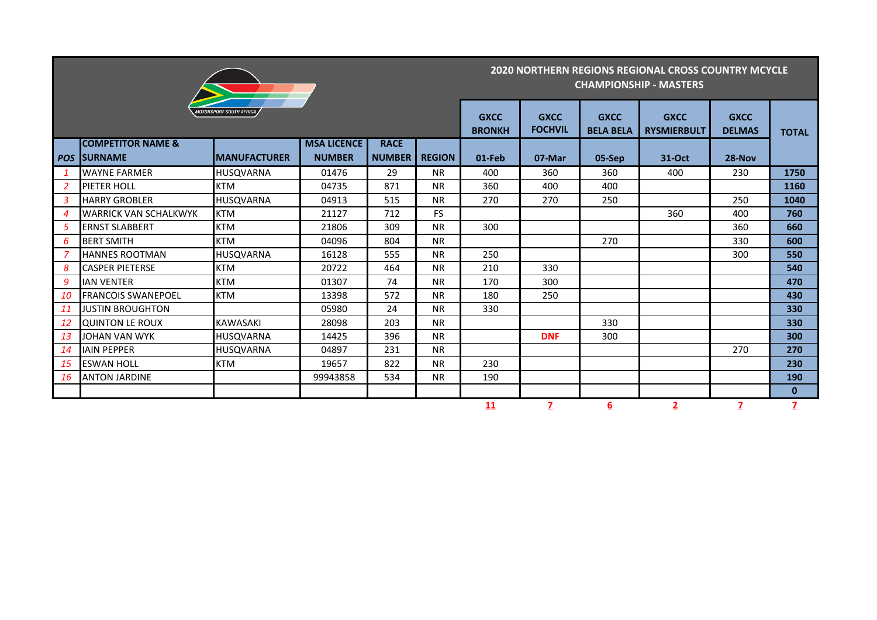## 2020 NORTHERN REGIONS REGIONAL CROSS COUNTRY MCYCLE CHAMPIONSHIP - MASTERS

| POS | COMPETITOR NAME & SURNAME | MANUFACTURER | MSA LICENCE NUMBER | RACE NUMBER | REGION | GXCC BRONKH 01-Feb | GXCC FOCHVIL 07-Mar | GXCC BELA BELA 05-Sep | GXCC RYSMIERBULT 31-Oct | GXCC DELMAS 28-Nov | TOTAL |
|---|---|---|---|---|---|---|---|---|---|---|---|
| *1* | WAYNE FARMER | HUSQVARNA | 01476 | 29 | NR | 400 | 360 | 360 | 400 | 230 | **1750** |
| *2* | PIETER HOLL | KTM | 04735 | 871 | NR | 360 | 400 | 400 | | | **1160** |
| *3* | HARRY GROBLER | HUSQVARNA | 04913 | 515 | NR | 270 | 270 | 250 | | 250 | **1040** |
| *4* | WARRICK VAN SCHALKWYK | KTM | 21127 | 712 | FS | | | | 360 | 400 | **760** |
| *5* | ERNST SLABBERT | KTM | 21806 | 309 | NR | 300 | | | | 360 | **660** |
| *6* | BERT SMITH | KTM | 04096 | 804 | NR | | | 270 | | 330 | **600** |
| *7* | HANNES ROOTMAN | HUSQVARNA | 16128 | 555 | NR | 250 | | | | 300 | **550** |
| *8* | CASPER PIETERSE | KTM | 20722 | 464 | NR | 210 | 330 | | | | **540** |
| *9* | IAN VENTER | KTM | 01307 | 74 | NR | 170 | 300 | | | | **470** |
| *10* | FRANCOIS SWANEPOEL | KTM | 13398 | 572 | NR | 180 | 250 | | | | **430** |
| *11* | JUSTIN BROUGHTON | | 05980 | 24 | NR | 330 | | | | | **330** |
| *12* | QUINTON LE ROUX | KAWASAKI | 28098 | 203 | NR | | | 330 | | | **330** |
| *13* | JOHAN VAN WYK | HUSQVARNA | 14425 | 396 | NR | | **DNF** | 300 | | | **300** |
| *14* | IAIN PEPPER | HUSQVARNA | 04897 | 231 | NR | | | | | 270 | **270** |
| *15* | ESWAN HOLL | KTM | 19657 | 822 | NR | 230 | | | | | **230** |
| *16* | ANTON JARDINE | | 99943858 | 534 | NR | 190 | | | | | **190** |
| | | | | | | | | | | | **0** |
| | | | | | | **11** | **7** | **6** | **2** | **7** | **7** |